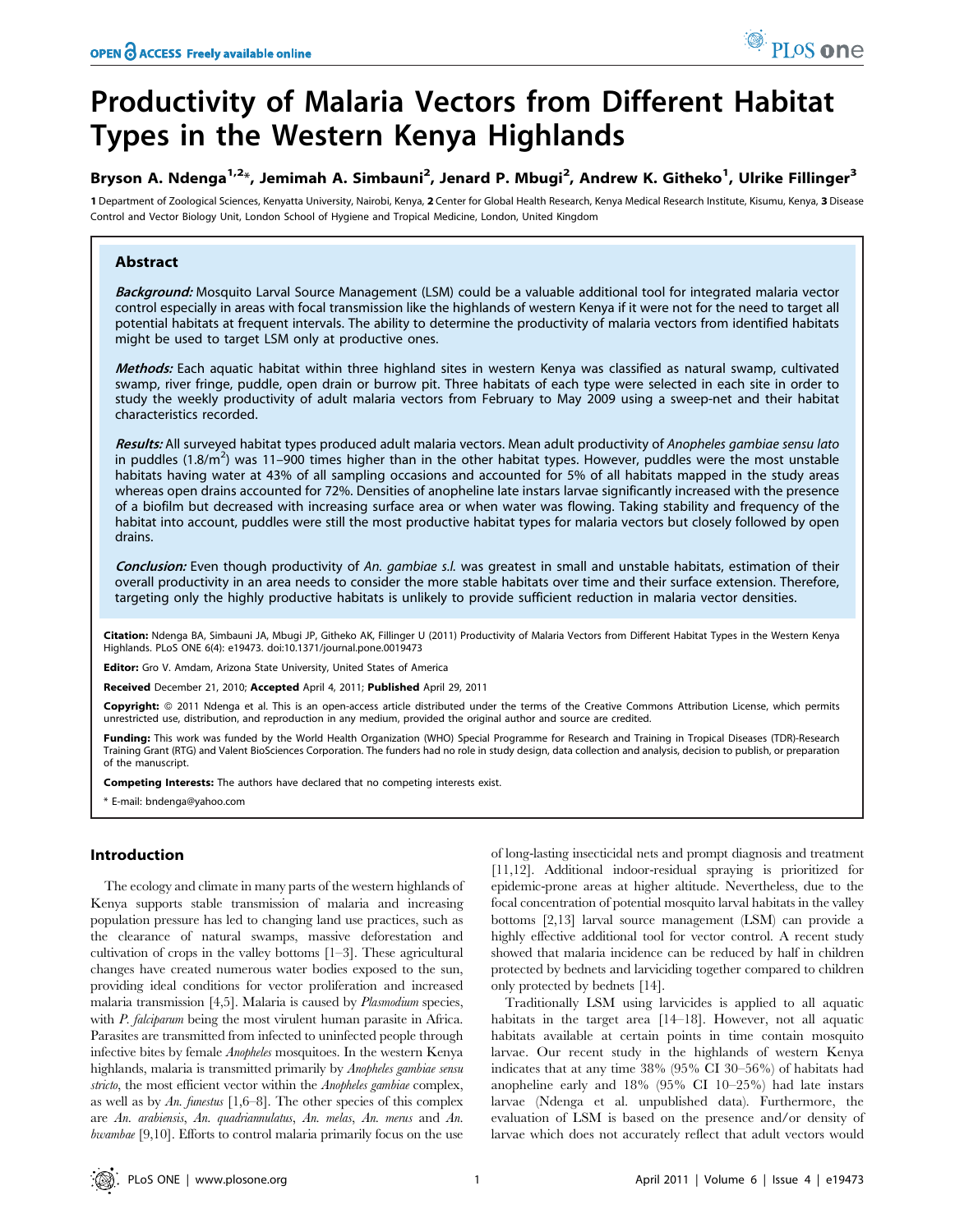# Productivity of Malaria Vectors from Different Habitat Types in the Western Kenya Highlands

**Bryson A. Ndenga[1,2]*, Jemimah A. Simbauni[2], Jenard P. Mbugi[2], Andrew K. Githeko[1], Ulrike Fillinger[3]**

1 Department of Zoological Sciences, Kenyatta University, Nairobi, Kenya, 2 Center for Global Health Research, Kenya Medical Research Institute, Kisumu, Kenya, 3 Disease Control and Vector Biology Unit, London School of Hygiene and Tropical Medicine, London, United Kingdom

## Abstract

***Background:*** Mosquito Larval Source Management (LSM) could be a valuable additional tool for integrated malaria vector control especially in areas with focal transmission like the highlands of western Kenya if it were not for the need to target all potential habitats at frequent intervals. The ability to determine the productivity of malaria vectors from identified habitats might be used to target LSM only at productive ones.

***Methods:*** Each aquatic habitat within three highland sites in western Kenya was classified as natural swamp, cultivated swamp, river fringe, puddle, open drain or burrow pit. Three habitats of each type were selected in each site in order to study the weekly productivity of adult malaria vectors from February to May 2009 using a sweep-net and their habitat characteristics recorded.

***Results:*** All surveyed habitat types produced adult malaria vectors. Mean adult productivity of *Anopheles gambiae sensu lato* in puddles (1.8/m$^2$) was 11–900 times higher than in the other habitat types. However, puddles were the most unstable habitats having water at 43% of all sampling occasions and accounted for 5% of all habitats mapped in the study areas whereas open drains accounted for 72%. Densities of anopheline late instars larvae significantly increased with the presence of a biofilm but decreased with increasing surface area or when water was flowing. Taking stability and frequency of the habitat into account, puddles were still the most productive habitat types for malaria vectors but closely followed by open drains.

***Conclusion:*** Even though productivity of *An. gambiae s.l.* was greatest in small and unstable habitats, estimation of their overall productivity in an area needs to consider the more stable habitats over time and their surface extension. Therefore, targeting only the highly productive habitats is unlikely to provide sufficient reduction in malaria vector densities.

**Citation:** Ndenga BA, Simbauni JA, Mbugi JP, Githeko AK, Fillinger U (2011) Productivity of Malaria Vectors from Different Habitat Types in the Western Kenya Highlands. PLoS ONE 6(4): e19473. doi:10.1371/journal.pone.0019473

**Editor:** Gro V. Amdam, Arizona State University, United States of America

**Received** December 21, 2010; **Accepted** April 4, 2011; **Published** April 29, 2011

**Copyright:** © 2011 Ndenga et al. This is an open-access article distributed under the terms of the Creative Commons Attribution License, which permits unrestricted use, distribution, and reproduction in any medium, provided the original author and source are credited.

**Funding:** This work was funded by the World Health Organization (WHO) Special Programme for Research and Training in Tropical Diseases (TDR)-Research Training Grant (RTG) and Valent BioSciences Corporation. The funders had no role in study design, data collection and analysis, decision to publish, or preparation of the manuscript.

**Competing Interests:** The authors have declared that no competing interests exist.

\* E-mail: bndenga@yahoo.com

## Introduction

The ecology and climate in many parts of the western highlands of Kenya supports stable transmission of malaria and increasing population pressure has led to changing land use practices, such as the clearance of natural swamps, massive deforestation and cultivation of crops in the valley bottoms [1–3]. These agricultural changes have created numerous water bodies exposed to the sun, providing ideal conditions for vector proliferation and increased malaria transmission [4,5]. Malaria is caused by *Plasmodium* species, with *P. falciparum* being the most virulent human parasite in Africa. Parasites are transmitted from infected to uninfected people through infective bites by female *Anopheles* mosquitoes. In the western Kenya highlands, malaria is transmitted primarily by *Anopheles gambiae sensu stricto*, the most efficient vector within the *Anopheles gambiae* complex, as well as by *An. funestus* [1,6–8]. The other species of this complex are *An. arabiensis*, *An. quadriannulatus*, *An. melas*, *An. merus* and *An. bwambae* [9,10]. Efforts to control malaria primarily focus on the use of long-lasting insecticidal nets and prompt diagnosis and treatment [11,12]. Additional indoor-residual spraying is prioritized for epidemic-prone areas at higher altitude. Nevertheless, due to the focal concentration of potential mosquito larval habitats in the valley bottoms [2,13] larval source management (LSM) can provide a highly effective additional tool for vector control. A recent study showed that malaria incidence can be reduced by half in children protected by bednets and larviciding together compared to children only protected by bednets [14].

Traditionally LSM using larvicides is applied to all aquatic habitats in the target area [14–18]. However, not all aquatic habitats available at certain points in time contain mosquito larvae. Our recent study in the highlands of western Kenya indicates that at any time 38% (95% CI 30–56%) of habitats had anopheline early and 18% (95% CI 10–25%) had late instars larvae (Ndenga et al. unpublished data). Furthermore, the evaluation of LSM is based on the presence and/or density of larvae which does not accurately reflect that adult vectors would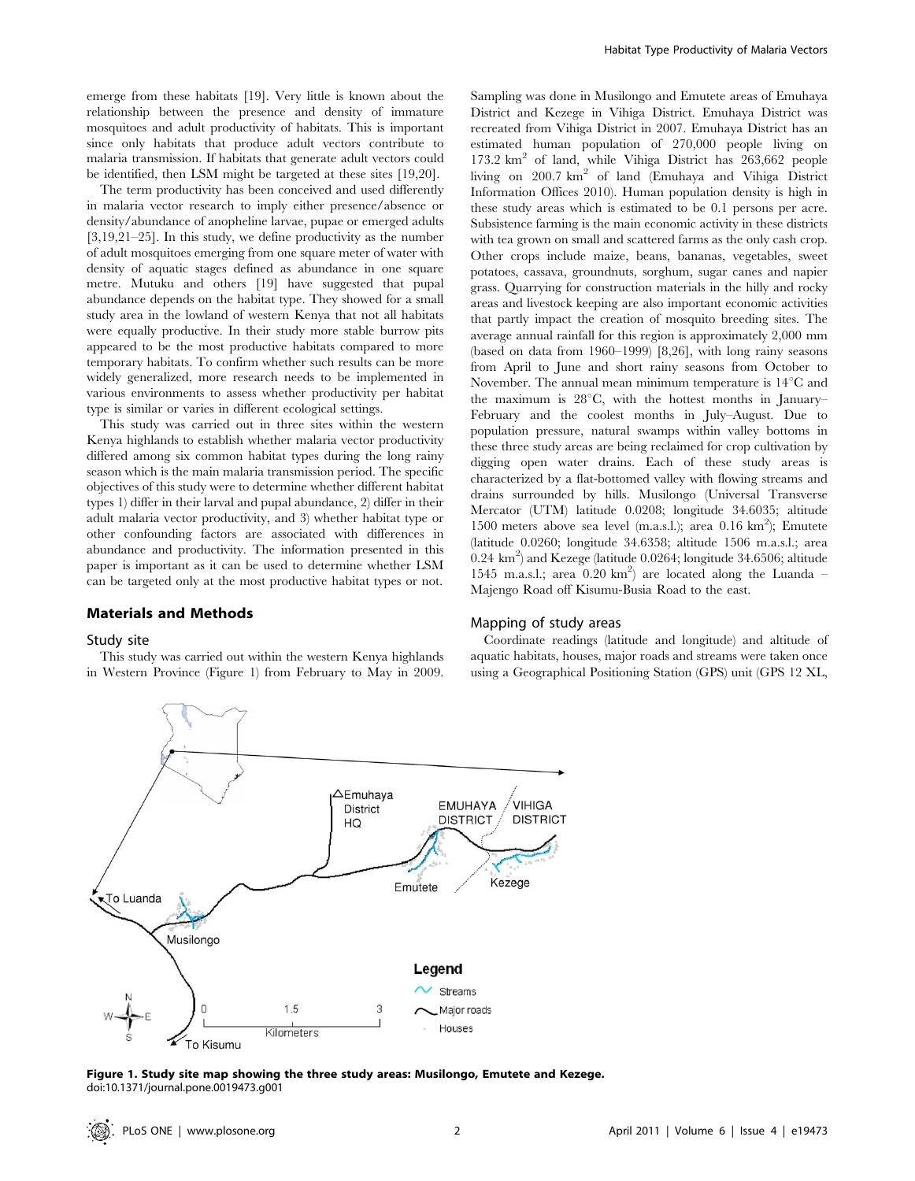emerge from these habitats [19]. Very little is known about the relationship between the presence and density of immature mosquitoes and adult productivity of habitats. This is important since only habitats that produce adult vectors contribute to malaria transmission. If habitats that generate adult vectors could be identified, then LSM might be targeted at these sites [19,20].

The term productivity has been conceived and used differently in malaria vector research to imply either presence/absence or density/abundance of anopheline larvae, pupae or emerged adults [3,19,21–25]. In this study, we define productivity as the number of adult mosquitoes emerging from one square meter of water with density of aquatic stages defined as abundance in one square metre. Mutuku and others [19] have suggested that pupal abundance depends on the habitat type. They showed for a small study area in the lowland of western Kenya that not all habitats were equally productive. In their study more stable burrow pits appeared to be the most productive habitats compared to more temporary habitats. To confirm whether such results can be more widely generalized, more research needs to be implemented in various environments to assess whether productivity per habitat type is similar or varies in different ecological settings.

This study was carried out in three sites within the western Kenya highlands to establish whether malaria vector productivity differed among six common habitat types during the long rainy season which is the main malaria transmission period. The specific objectives of this study were to determine whether different habitat types 1) differ in their larval and pupal abundance, 2) differ in their adult malaria vector productivity, and 3) whether habitat type or other confounding factors are associated with differences in abundance and productivity. The information presented in this paper is important as it can be used to determine whether LSM can be targeted only at the most productive habitat types or not.

## Materials and Methods

### Study site

This study was carried out within the western Kenya highlands in Western Province (Figure 1) from February to May in 2009. Sampling was done in Musilongo and Emutete areas of Emuhaya District and Kezege in Vihiga District. Emuhaya District was recreated from Vihiga District in 2007. Emuhaya District has an estimated human population of 270,000 people living on 173.2 km$^2$ of land, while Vihiga District has 263,662 people living on 200.7 km$^2$ of land (Emuhaya and Vihiga District Information Offices 2010). Human population density is high in these study areas which is estimated to be 0.1 persons per acre. Subsistence farming is the main economic activity in these districts with tea grown on small and scattered farms as the only cash crop. Other crops include maize, beans, bananas, vegetables, sweet potatoes, cassava, groundnuts, sorghum, sugar canes and napier grass. Quarrying for construction materials in the hilly and rocky areas and livestock keeping are also important economic activities that partly impact the creation of mosquito breeding sites. The average annual rainfall for this region is approximately 2,000 mm (based on data from 1960–1999) [8,26], with long rainy seasons from April to June and short rainy seasons from October to November. The annual mean minimum temperature is 14°C and the maximum is 28°C, with the hottest months in January–February and the coolest months in July–August. Due to population pressure, natural swamps within valley bottoms in these three study areas are being reclaimed for crop cultivation by digging open water drains. Each of these study areas is characterized by a flat-bottomed valley with flowing streams and drains surrounded by hills. Musilongo (Universal Transverse Mercator (UTM) latitude 0.0208; longitude 34.6035; altitude 1500 meters above sea level (m.a.s.l.); area 0.16 km$^2$); Emutete (latitude 0.0260; longitude 34.6358; altitude 1506 m.a.s.l.; area 0.24 km$^2$) and Kezege (latitude 0.0264; longitude 34.6506; altitude 1545 m.a.s.l.; area 0.20 km$^2$) are located along the Luanda – Majengo Road off Kisumu-Busia Road to the east.

### Mapping of study areas

Coordinate readings (latitude and longitude) and altitude of aquatic habitats, houses, major roads and streams were taken once using a Geographical Positioning Station (GPS) unit (GPS 12 XL,

**Figure 1. Study site map showing the three study areas: Musilongo, Emutete and Kezege.**
doi:10.1371/journal.pone.0019473.g001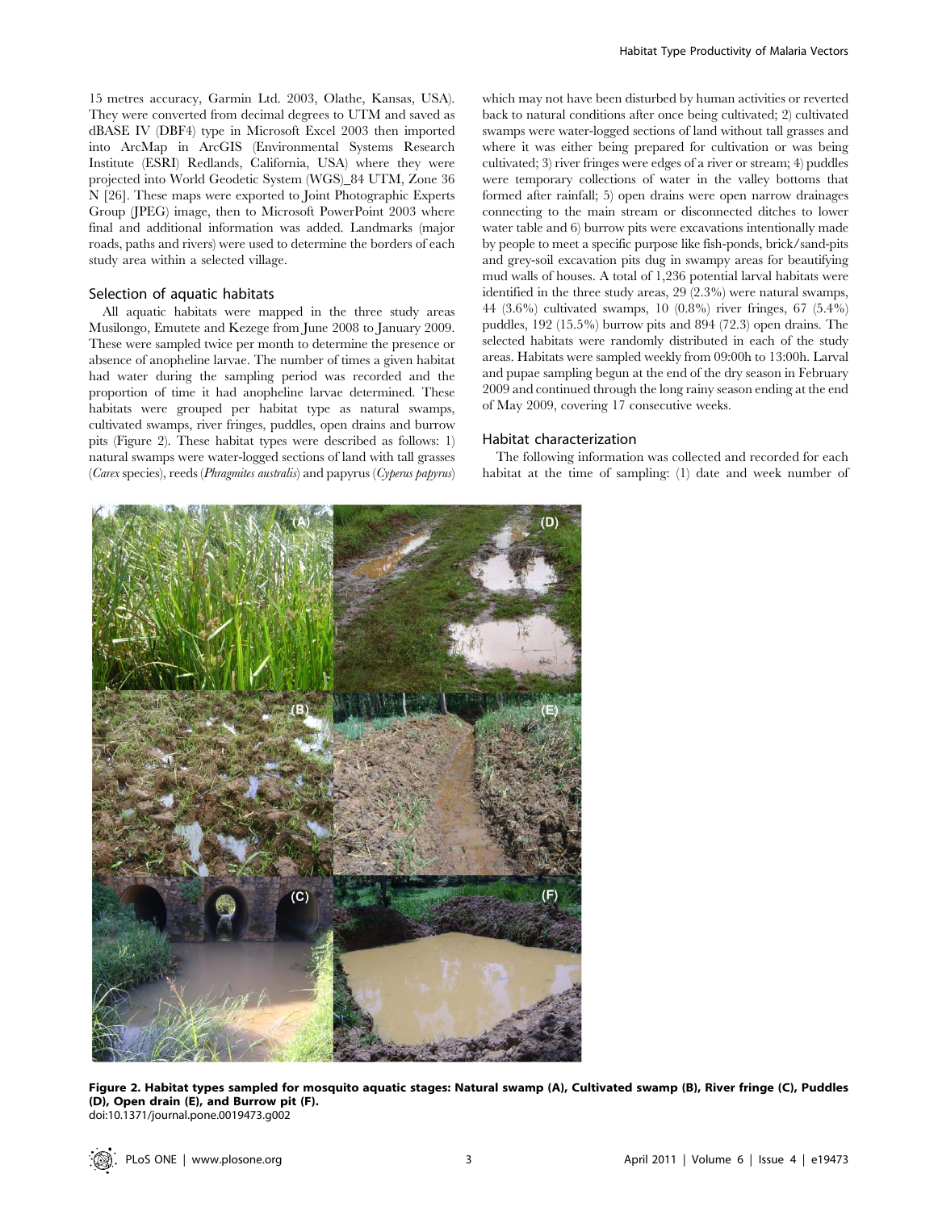15 metres accuracy, Garmin Ltd. 2003, Olathe, Kansas, USA). They were converted from decimal degrees to UTM and saved as dBASE IV (DBF4) type in Microsoft Excel 2003 then imported into ArcMap in ArcGIS (Environmental Systems Research Institute (ESRI) Redlands, California, USA) where they were projected into World Geodetic System (WGS)_84 UTM, Zone 36 N [26]. These maps were exported to Joint Photographic Experts Group (JPEG) image, then to Microsoft PowerPoint 2003 where final and additional information was added. Landmarks (major roads, paths and rivers) were used to determine the borders of each study area within a selected village.

### Selection of aquatic habitats

All aquatic habitats were mapped in the three study areas Musilongo, Emutete and Kezege from June 2008 to January 2009. These were sampled twice per month to determine the presence or absence of anopheline larvae. The number of times a given habitat had water during the sampling period was recorded and the proportion of time it had anopheline larvae determined. These habitats were grouped per habitat type as natural swamps, cultivated swamps, river fringes, puddles, open drains and burrow pits (Figure 2). These habitat types were described as follows: 1) natural swamps were water-logged sections of land with tall grasses (*Carex* species), reeds (*Phragmites australis*) and papyrus (*Cyperus papyrus*) which may not have been disturbed by human activities or reverted back to natural conditions after once being cultivated; 2) cultivated swamps were water-logged sections of land without tall grasses and where it was either being prepared for cultivation or was being cultivated; 3) river fringes were edges of a river or stream; 4) puddles were temporary collections of water in the valley bottoms that formed after rainfall; 5) open drains were open narrow drainages connecting to the main stream or disconnected ditches to lower water table and 6) burrow pits were excavations intentionally made by people to meet a specific purpose like fish-ponds, brick/sand-pits and grey-soil excavation pits dug in swampy areas for beautifying mud walls of houses. A total of 1,236 potential larval habitats were identified in the three study areas, 29 (2.3%) were natural swamps, 44 (3.6%) cultivated swamps, 10 (0.8%) river fringes, 67 (5.4%) puddles, 192 (15.5%) burrow pits and 894 (72.3) open drains. The selected habitats were randomly distributed in each of the study areas. Habitats were sampled weekly from 09:00h to 13:00h. Larval and pupae sampling begun at the end of the dry season in February 2009 and continued through the long rainy season ending at the end of May 2009, covering 17 consecutive weeks.

### Habitat characterization

The following information was collected and recorded for each habitat at the time of sampling: (1) date and week number of

**Figure 2. Habitat types sampled for mosquito aquatic stages: Natural swamp (A), Cultivated swamp (B), River fringe (C), Puddles (D), Open drain (E), and Burrow pit (F).**
doi:10.1371/journal.pone.0019473.g002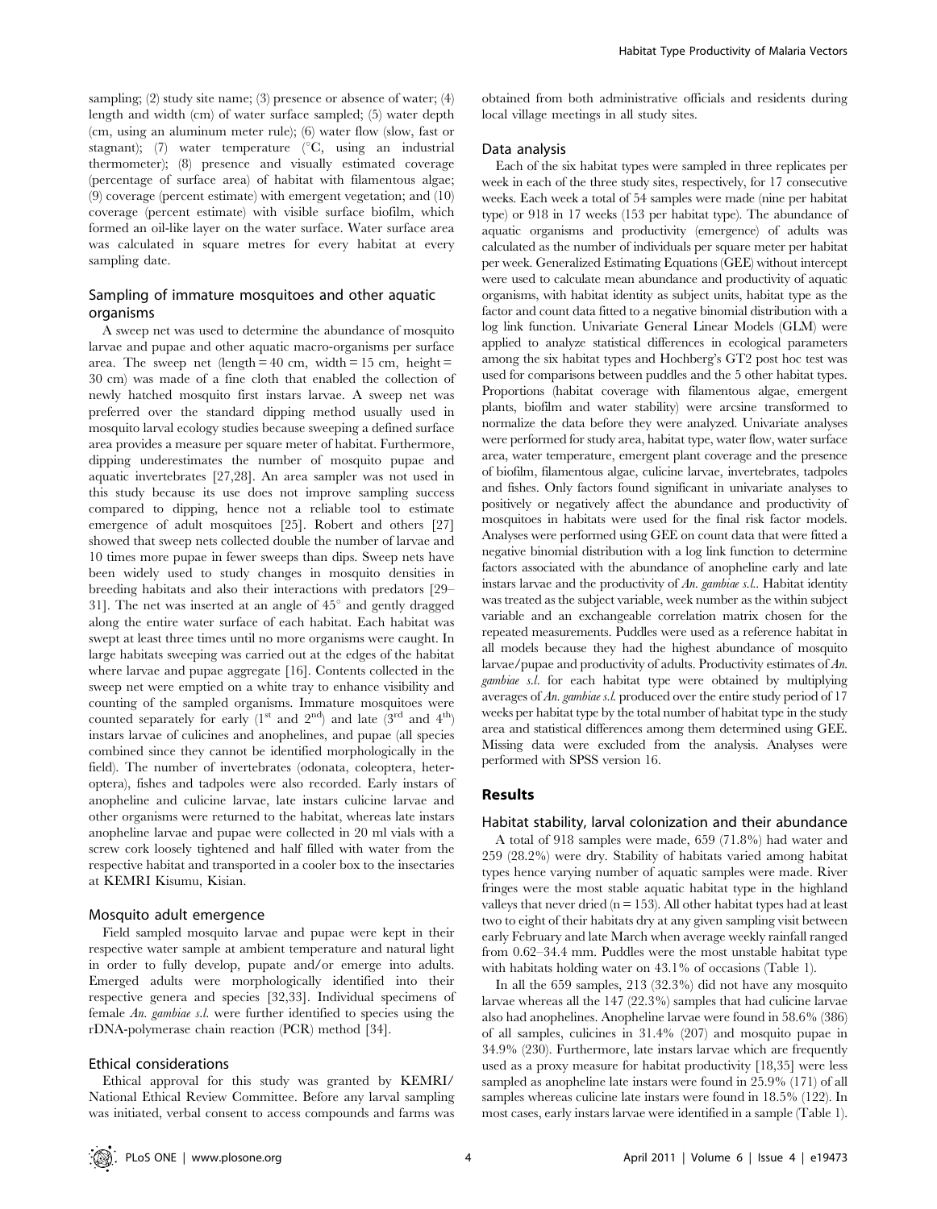sampling; (2) study site name; (3) presence or absence of water; (4) length and width (cm) of water surface sampled; (5) water depth (cm, using an aluminum meter rule); (6) water flow (slow, fast or stagnant); (7) water temperature (°C, using an industrial thermometer); (8) presence and visually estimated coverage (percentage of surface area) of habitat with filamentous algae; (9) coverage (percent estimate) with emergent vegetation; and (10) coverage (percent estimate) with visible surface biofilm, which formed an oil-like layer on the water surface. Water surface area was calculated in square metres for every habitat at every sampling date.

## Sampling of immature mosquitoes and other aquatic organisms

A sweep net was used to determine the abundance of mosquito larvae and pupae and other aquatic macro-organisms per surface area. The sweep net (length = 40 cm, width = 15 cm, height = 30 cm) was made of a fine cloth that enabled the collection of newly hatched mosquito first instars larvae. A sweep net was preferred over the standard dipping method usually used in mosquito larval ecology studies because sweeping a defined surface area provides a measure per square meter of habitat. Furthermore, dipping underestimates the number of mosquito pupae and aquatic invertebrates [27,28]. An area sampler was not used in this study because its use does not improve sampling success compared to dipping, hence not a reliable tool to estimate emergence of adult mosquitoes [25]. Robert and others [27] showed that sweep nets collected double the number of larvae and 10 times more pupae in fewer sweeps than dips. Sweep nets have been widely used to study changes in mosquito densities in breeding habitats and also their interactions with predators [29–31]. The net was inserted at an angle of 45° and gently dragged along the entire water surface of each habitat. Each habitat was swept at least three times until no more organisms were caught. In large habitats sweeping was carried out at the edges of the habitat where larvae and pupae aggregate [16]. Contents collected in the sweep net were emptied on a white tray to enhance visibility and counting of the sampled organisms. Immature mosquitoes were counted separately for early (1st and 2nd) and late (3rd and 4th) instars larvae of culicines and anophelines, and pupae (all species combined since they cannot be identified morphologically in the field). The number of invertebrates (odonata, coleoptera, heteroptera), fishes and tadpoles were also recorded. Early instars of anopheline and culicine larvae, late instars culicine larvae and other organisms were returned to the habitat, whereas late instars anopheline larvae and pupae were collected in 20 ml vials with a screw cork loosely tightened and half filled with water from the respective habitat and transported in a cooler box to the insectaries at KEMRI Kisumu, Kisian.

## Mosquito adult emergence

Field sampled mosquito larvae and pupae were kept in their respective water sample at ambient temperature and natural light in order to fully develop, pupate and/or emerge into adults. Emerged adults were morphologically identified into their respective genera and species [32,33]. Individual specimens of female *An. gambiae s.l.* were further identified to species using the rDNA-polymerase chain reaction (PCR) method [34].

## Ethical considerations

Ethical approval for this study was granted by KEMRI/National Ethical Review Committee. Before any larval sampling was initiated, verbal consent to access compounds and farms was obtained from both administrative officials and residents during local village meetings in all study sites.

## Data analysis

Each of the six habitat types were sampled in three replicates per week in each of the three study sites, respectively, for 17 consecutive weeks. Each week a total of 54 samples were made (nine per habitat type) or 918 in 17 weeks (153 per habitat type). The abundance of aquatic organisms and productivity (emergence) of adults was calculated as the number of individuals per square meter per habitat per week. Generalized Estimating Equations (GEE) without intercept were used to calculate mean abundance and productivity of aquatic organisms, with habitat identity as subject units, habitat type as the factor and count data fitted to a negative binomial distribution with a log link function. Univariate General Linear Models (GLM) were applied to analyze statistical differences in ecological parameters among the six habitat types and Hochberg's GT2 post hoc test was used for comparisons between puddles and the 5 other habitat types. Proportions (habitat coverage with filamentous algae, emergent plants, biofilm and water stability) were arcsine transformed to normalize the data before they were analyzed. Univariate analyses were performed for study area, habitat type, water flow, water surface area, water temperature, emergent plant coverage and the presence of biofilm, filamentous algae, culicine larvae, invertebrates, tadpoles and fishes. Only factors found significant in univariate analyses to positively or negatively affect the abundance and productivity of mosquitoes in habitats were used for the final risk factor models. Analyses were performed using GEE on count data that were fitted a negative binomial distribution with a log link function to determine factors associated with the abundance of anopheline early and late instars larvae and the productivity of *An. gambiae s.l.*. Habitat identity was treated as the subject variable, week number as the within subject variable and an exchangeable correlation matrix chosen for the repeated measurements. Puddles were used as a reference habitat in all models because they had the highest abundance of mosquito larvae/pupae and productivity of adults. Productivity estimates of *An. gambiae s.l.* for each habitat type were obtained by multiplying averages of *An. gambiae s.l.* produced over the entire study period of 17 weeks per habitat type by the total number of habitat type in the study area and statistical differences among them determined using GEE. Missing data were excluded from the analysis. Analyses were performed with SPSS version 16.

# Results

## Habitat stability, larval colonization and their abundance

A total of 918 samples were made, 659 (71.8%) had water and 259 (28.2%) were dry. Stability of habitats varied among habitat types hence varying number of aquatic samples were made. River fringes were the most stable aquatic habitat type in the highland valleys that never dried (n = 153). All other habitat types had at least two to eight of their habitats dry at any given sampling visit between early February and late March when average weekly rainfall ranged from 0.62–34.4 mm. Puddles were the most unstable habitat type with habitats holding water on 43.1% of occasions (Table 1).

In all the 659 samples, 213 (32.3%) did not have any mosquito larvae whereas all the 147 (22.3%) samples that had culicine larvae also had anophelines. Anopheline larvae were found in 58.6% (386) of all samples, culicines in 31.4% (207) and mosquito pupae in 34.9% (230). Furthermore, late instars larvae which are frequently used as a proxy measure for habitat productivity [18,35] were less sampled as anopheline late instars were found in 25.9% (171) of all samples whereas culicine late instars were found in 18.5% (122). In most cases, early instars larvae were identified in a sample (Table 1).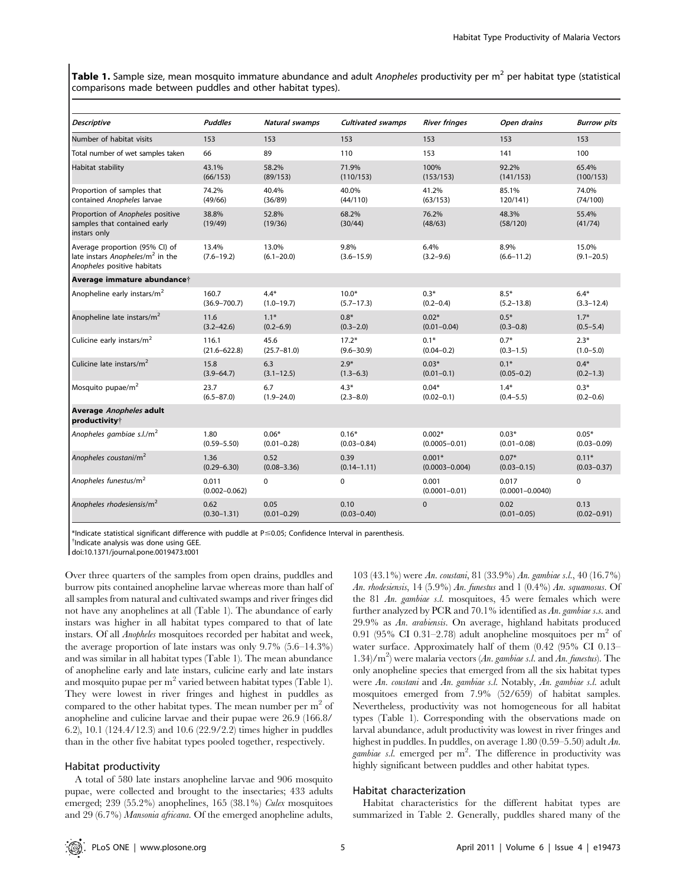**Table 1.** Sample size, mean mosquito immature abundance and adult *Anopheles* productivity per $m^2$ per habitat type (statistical comparisons made between puddles and other habitat types).

| *Descriptive* | *Puddles* | *Natural swamps* | *Cultivated swamps* | *River fringes* | *Open drains* | *Burrow pits* |
|---|---|---|---|---|---|---|
| Number of habitat visits | 153 | 153 | 153 | 153 | 153 | 153 |
| Total number of wet samples taken | 66 | 89 | 110 | 153 | 141 | 100 |
| Habitat stability | 43.1% (66/153) | 58.2% (89/153) | 71.9% (110/153) | 100% (153/153) | 92.2% (141/153) | 65.4% (100/153) |
| Proportion of samples that contained *Anopheles* larvae | 74.2% (49/66) | 40.4% (36/89) | 40.0% (44/110) | 41.2% (63/153) | 85.1% 120/141) | 74.0% (74/100) |
| Proportion of *Anopheles* positive samples that contained early instars only | 38.8% (19/49) | 52.8% (19/36) | 68.2% (30/44) | 76.2% (48/63) | 48.3% (58/120) | 55.4% (41/74) |
| Average proportion (95% CI) of late instars *Anopheles*/$m^2$ in the *Anopheles* positive habitats | 13.4% (7.6–19.2) | 13.0% (6.1–20.0) | 9.8% (3.6–15.9) | 6.4% (3.2–9.6) | 8.9% (6.6–11.2) | 15.0% (9.1–20.5) |
| **Average immature abundance**† | | | | | | |
| Anopheline early instars/$m^2$ | 160.7 (36.9–700.7) | 4.4* (1.0–19.7) | 10.0* (5.7–17.3) | 0.3* (0.2–0.4) | 8.5* (5.2–13.8) | 6.4* (3.3–12.4) |
| Anopheline late instars/$m^2$ | 11.6 (3.2–42.6) | 1.1* (0.2–6.9) | 0.8* (0.3–2.0) | 0.02* (0.01–0.04) | 0.5* (0.3–0.8) | 1.7* (0.5–5.4) |
| Culicine early instars/$m^2$ | 116.1 (21.6–622.8) | 45.6 (25.7–81.0) | 17.2* (9.6–30.9) | 0.1* (0.04–0.2) | 0.7* (0.3–1.5) | 2.3* (1.0–5.0) |
| Culicine late instars/$m^2$ | 15.8 (3.9–64.7) | 6.3 (3.1–12.5) | 2.9* (1.3–6.3) | 0.03* (0.01–0.1) | 0.1* (0.05–0.2) | 0.4* (0.2–1.3) |
| Mosquito pupae/$m^2$ | 23.7 (6.5–87.0) | 6.7 (1.9–24.0) | 4.3* (2.3–8.0) | 0.04* (0.02–0.1) | 1.4* (0.4–5.5) | 0.3* (0.2–0.6) |
| **Average *Anopheles* adult productivity**† | | | | | | |
| *Anopheles gambiae s.l.*/$m^2$ | 1.80 (0.59–5.50) | 0.06* (0.01–0.28) | 0.16* (0.03–0.84) | 0.002* (0.0005–0.01) | 0.03* (0.01–0.08) | 0.05* (0.03–0.09) |
| *Anopheles coustani*/$m^2$ | 1.36 (0.29–6.30) | 0.52 (0.08–3.36) | 0.39 (0.14–1.11) | 0.001* (0.0003–0.004) | 0.07* (0.03–0.15) | 0.11* (0.03–0.37) |
| *Anopheles funestus*/$m^2$ | 0.011 (0.002–0.062) | 0 | 0 | 0.001 (0.0001–0.01) | 0.017 (0.0001–0.0040) | 0 |
| *Anopheles rhodesiensis*/$m^2$ | 0.62 (0.30–1.31) | 0.05 (0.01–0.29) | 0.10 (0.03–0.40) | 0 | 0.02 (0.01–0.05) | 0.13 (0.02–0.91) |

*Indicate statistical significant difference with puddle at P≤0.05; Confidence Interval in parenthesis.
†Indicate analysis was done using GEE.
doi:10.1371/journal.pone.0019473.t001

Over three quarters of the samples from open drains, puddles and burrow pits contained anopheline larvae whereas more than half of all samples from natural and cultivated swamps and river fringes did not have any anophelines at all (Table 1). The abundance of early instars was higher in all habitat types compared to that of late instars. Of all *Anopheles* mosquitoes recorded per habitat and week, the average proportion of late instars was only 9.7% (5.6–14.3%) and was similar in all habitat types (Table 1). The mean abundance of anopheline early and late instars, culicine early and late instars and mosquito pupae per $m^2$ varied between habitat types (Table 1). They were lowest in river fringes and highest in puddles as compared to the other habitat types. The mean number per $m^2$ of anopheline and culicine larvae and their pupae were 26.9 (166.8/6.2), 10.1 (124.4/12.3) and 10.6 (22.9/2.2) times higher in puddles than in the other five habitat types pooled together, respectively.

## Habitat productivity

A total of 580 late instars anopheline larvae and 906 mosquito pupae, were collected and brought to the insectaries; 433 adults emerged; 239 (55.2%) anophelines, 165 (38.1%) *Culex* mosquitoes and 29 (6.7%) *Mansonia africana*. Of the emerged anopheline adults, 103 (43.1%) were *An. coustani*, 81 (33.9%) *An. gambiae s.l.*, 40 (16.7%) *An. rhodesiensis*, 14 (5.9%) *An. funestus* and 1 (0.4%) *An. squamosus*. Of the 81 *An. gambiae s.l.* mosquitoes, 45 were females which were further analyzed by PCR and 70.1% identified as *An. gambiae s.s.* and 29.9% as *An. arabiensis*. On average, highland habitats produced 0.91 (95% CI 0.31–2.78) adult anopheline mosquitoes per $m^2$ of water surface. Approximately half of them (0.42 (95% CI 0.13–1.34)/$m^2$) were malaria vectors (*An. gambiae s.l.* and *An. funestus*). The only anopheline species that emerged from all the six habitat types were *An. coustani* and *An. gambiae s.l.* Notably, *An. gambiae s.l.* adult mosquitoes emerged from 7.9% (52/659) of habitat samples. Nevertheless, productivity was not homogeneous for all habitat types (Table 1). Corresponding with the observations made on larval abundance, adult productivity was lowest in river fringes and highest in puddles. In puddles, on average 1.80 (0.59–5.50) adult *An. gambiae s.l.* emerged per $m^2$. The difference in productivity was highly significant between puddles and other habitat types.

## Habitat characterization

Habitat characteristics for the different habitat types are summarized in Table 2. Generally, puddles shared many of the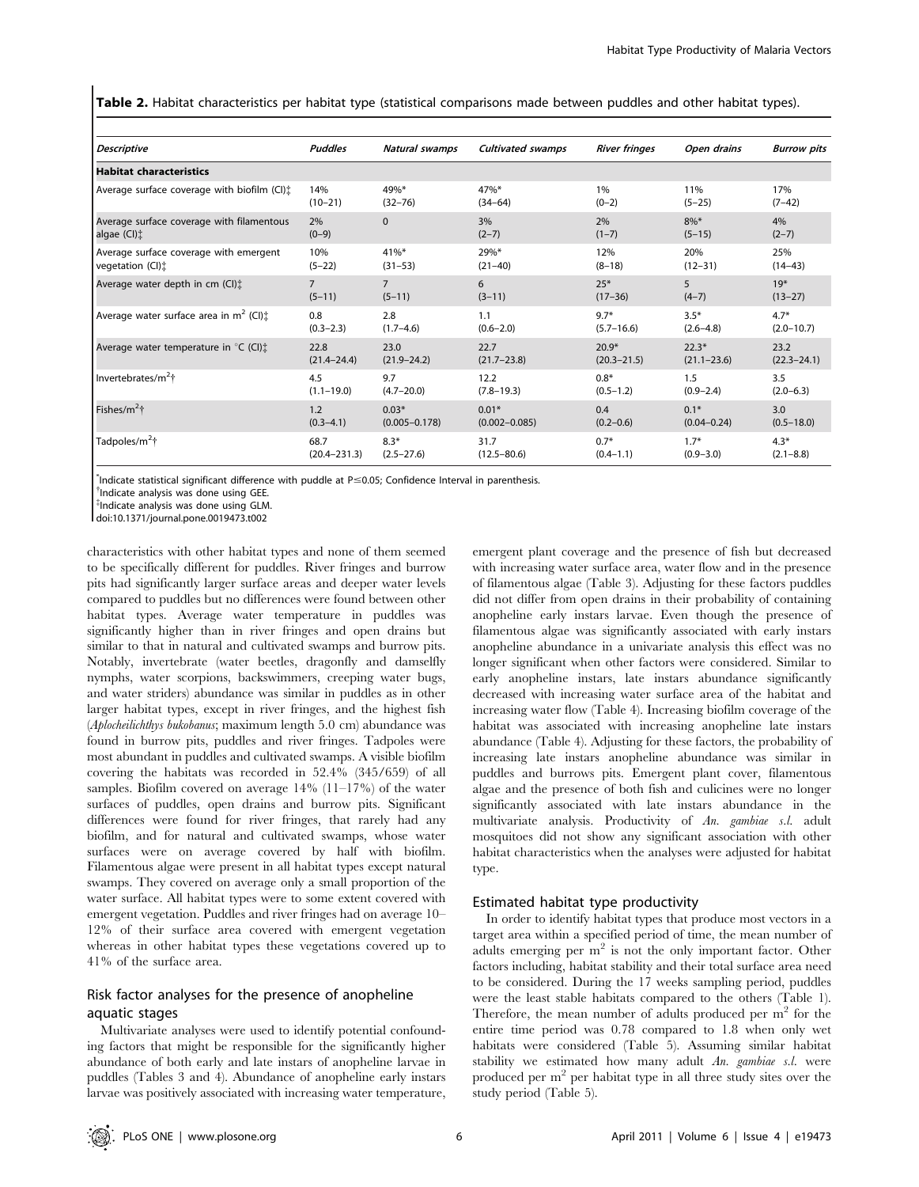**Table 2.** Habitat characteristics per habitat type (statistical comparisons made between puddles and other habitat types).

| *Descriptive* | *Puddles* | *Natural swamps* | *Cultivated swamps* | *River fringes* | *Open drains* | *Burrow pits* |
|---|---|---|---|---|---|---|
| **Habitat characteristics** | | | | | | |
| Average surface coverage with biofilm (CI)‡ | 14% (10–21) | 49%* (32–76) | 47%* (34–64) | 1% (0–2) | 11% (5–25) | 17% (7–42) |
| Average surface coverage with filamentous algae (CI)‡ | 2% (0–9) | 0 | 3% (2–7) | 2% (1–7) | 8%* (5–15) | 4% (2–7) |
| Average surface coverage with emergent vegetation (CI)‡ | 10% (5–22) | 41%* (31–53) | 29%* (21–40) | 12% (8–18) | 20% (12–31) | 25% (14–43) |
| Average water depth in cm (CI)‡ | 7 (5–11) | 7 (5–11) | 6 (3–11) | 25* (17–36) | 5 (4–7) | 19* (13–27) |
| Average water surface area in $m^2$ (CI)‡ | 0.8 (0.3–2.3) | 2.8 (1.7–4.6) | 1.1 (0.6–2.0) | 9.7* (5.7–16.6) | 3.5* (2.6–4.8) | 4.7* (2.0–10.7) |
| Average water temperature in °C (CI)‡ | 22.8 (21.4–24.4) | 23.0 (21.9–24.2) | 22.7 (21.7–23.8) | 20.9* (20.3–21.5) | 22.3* (21.1–23.6) | 23.2 (22.3–24.1) |
| Invertebrates/$m^2$† | 4.5 (1.1–19.0) | 9.7 (4.7–20.0) | 12.2 (7.8–19.3) | 0.8* (0.5–1.2) | 1.5 (0.9–2.4) | 3.5 (2.0–6.3) |
| Fishes/$m^2$† | 1.2 (0.3–4.1) | 0.03* (0.005–0.178) | 0.01* (0.002–0.085) | 0.4 (0.2–0.6) | 0.1* (0.04–0.24) | 3.0 (0.5–18.0) |
| Tadpoles/$m^2$† | 68.7 (20.4–231.3) | 8.3* (2.5–27.6) | 31.7 (12.5–80.6) | 0.7* (0.4–1.1) | 1.7* (0.9–3.0) | 4.3* (2.1–8.8) |

*Indicate statistical significant difference with puddle at P≤0.05; Confidence Interval in parenthesis.
†Indicate analysis was done using GEE.
‡Indicate analysis was done using GLM.
doi:10.1371/journal.pone.0019473.t002

characteristics with other habitat types and none of them seemed to be specifically different for puddles. River fringes and burrow pits had significantly larger surface areas and deeper water levels compared to puddles but no differences were found between other habitat types. Average water temperature in puddles was significantly higher than in river fringes and open drains but similar to that in natural and cultivated swamps and burrow pits. Notably, invertebrate (water beetles, dragonfly and damselfly nymphs, water scorpions, backswimmers, creeping water bugs, and water striders) abundance was similar in puddles as in other larger habitat types, except in river fringes, and the highest fish (*Aplocheilichthys bukobanus*; maximum length 5.0 cm) abundance was found in burrow pits, puddles and river fringes. Tadpoles were most abundant in puddles and cultivated swamps. A visible biofilm covering the habitats was recorded in 52.4% (345/659) of all samples. Biofilm covered on average 14% (11–17%) of the water surfaces of puddles, open drains and burrow pits. Significant differences were found for river fringes, that rarely had any biofilm, and for natural and cultivated swamps, whose water surfaces were on average covered by half with biofilm. Filamentous algae were present in all habitat types except natural swamps. They covered on average only a small proportion of the water surface. All habitat types were to some extent covered with emergent vegetation. Puddles and river fringes had on average 10–12% of their surface area covered with emergent vegetation whereas in other habitat types these vegetations covered up to 41% of the surface area.

## Risk factor analyses for the presence of anopheline aquatic stages

Multivariate analyses were used to identify potential confounding factors that might be responsible for the significantly higher abundance of both early and late instars of anopheline larvae in puddles (Tables 3 and 4). Abundance of anopheline early instars larvae was positively associated with increasing water temperature, emergent plant coverage and the presence of fish but decreased with increasing water surface area, water flow and in the presence of filamentous algae (Table 3). Adjusting for these factors puddles did not differ from open drains in their probability of containing anopheline early instars larvae. Even though the presence of filamentous algae was significantly associated with early instars anopheline abundance in a univariate analysis this effect was no longer significant when other factors were considered. Similar to early anopheline instars, late instars abundance significantly decreased with increasing water surface area of the habitat and increasing water flow (Table 4). Increasing biofilm coverage of the habitat was associated with increasing anopheline late instars abundance (Table 4). Adjusting for these factors, the probability of increasing late instars anopheline abundance was similar in puddles and burrows pits. Emergent plant cover, filamentous algae and the presence of both fish and culicines were no longer significantly associated with late instars abundance in the multivariate analysis. Productivity of *An. gambiae s.l.* adult mosquitoes did not show any significant association with other habitat characteristics when the analyses were adjusted for habitat type.

## Estimated habitat type productivity

In order to identify habitat types that produce most vectors in a target area within a specified period of time, the mean number of adults emerging per $m^2$ is not the only important factor. Other factors including, habitat stability and their total surface area need to be considered. During the 17 weeks sampling period, puddles were the least stable habitats compared to the others (Table 1). Therefore, the mean number of adults produced per $m^2$ for the entire time period was 0.78 compared to 1.8 when only wet habitats were considered (Table 5). Assuming similar habitat stability we estimated how many adult *An. gambiae s.l.* were produced per $m^2$ per habitat type in all three study sites over the study period (Table 5).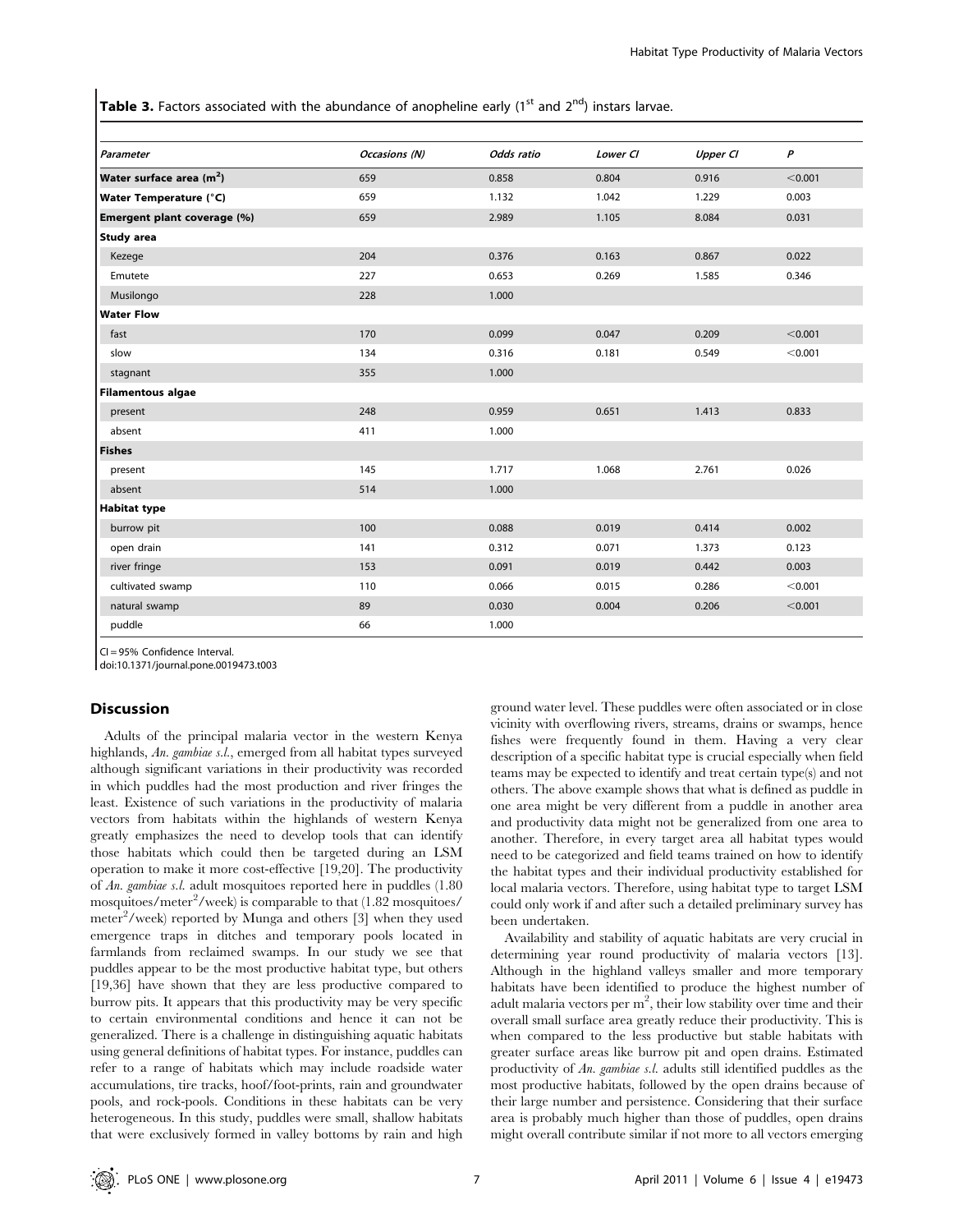**Table 3.** Factors associated with the abundance of anopheline early ($1^{st}$ and $2^{nd}$) instars larvae.

| Parameter | Occasions (N) | Odds ratio | Lower CI | Upper CI | P |
|---|---|---|---|---|---|
| **Water surface area ($m^2$)** | 659 | 0.858 | 0.804 | 0.916 | <0.001 |
| **Water Temperature (°C)** | 659 | 1.132 | 1.042 | 1.229 | 0.003 |
| **Emergent plant coverage (%)** | 659 | 2.989 | 1.105 | 8.084 | 0.031 |
| **Study area** | | | | | |
| Kezege | 204 | 0.376 | 0.163 | 0.867 | 0.022 |
| Emutete | 227 | 0.653 | 0.269 | 1.585 | 0.346 |
| Musilongo | 228 | 1.000 | | | |
| **Water Flow** | | | | | |
| fast | 170 | 0.099 | 0.047 | 0.209 | <0.001 |
| slow | 134 | 0.316 | 0.181 | 0.549 | <0.001 |
| stagnant | 355 | 1.000 | | | |
| **Filamentous algae** | | | | | |
| present | 248 | 0.959 | 0.651 | 1.413 | 0.833 |
| absent | 411 | 1.000 | | | |
| **Fishes** | | | | | |
| present | 145 | 1.717 | 1.068 | 2.761 | 0.026 |
| absent | 514 | 1.000 | | | |
| **Habitat type** | | | | | |
| burrow pit | 100 | 0.088 | 0.019 | 0.414 | 0.002 |
| open drain | 141 | 0.312 | 0.071 | 1.373 | 0.123 |
| river fringe | 153 | 0.091 | 0.019 | 0.442 | 0.003 |
| cultivated swamp | 110 | 0.066 | 0.015 | 0.286 | <0.001 |
| natural swamp | 89 | 0.030 | 0.004 | 0.206 | <0.001 |
| puddle | 66 | 1.000 | | | |

CI = 95% Confidence Interval.
doi:10.1371/journal.pone.0019473.t003

## Discussion

Adults of the principal malaria vector in the western Kenya highlands, *An. gambiae s.l.*, emerged from all habitat types surveyed although significant variations in their productivity was recorded in which puddles had the most production and river fringes the least. Existence of such variations in the productivity of malaria vectors from habitats within the highlands of western Kenya greatly emphasizes the need to develop tools that can identify those habitats which could then be targeted during an LSM operation to make it more cost-effective [19,20]. The productivity of *An. gambiae s.l.* adult mosquitoes reported here in puddles (1.80 mosquitoes/meter$^2$/week) is comparable to that (1.82 mosquitoes/meter$^2$/week) reported by Munga and others [3] when they used emergence traps in ditches and temporary pools located in farmlands from reclaimed swamps. In our study we see that puddles appear to be the most productive habitat type, but others [19,36] have shown that they are less productive compared to burrow pits. It appears that this productivity may be very specific to certain environmental conditions and hence it can not be generalized. There is a challenge in distinguishing aquatic habitats using general definitions of habitat types. For instance, puddles can refer to a range of habitats which may include roadside water accumulations, tire tracks, hoof/foot-prints, rain and groundwater pools, and rock-pools. Conditions in these habitats can be very heterogeneous. In this study, puddles were small, shallow habitats that were exclusively formed in valley bottoms by rain and high ground water level. These puddles were often associated or in close vicinity with overflowing rivers, streams, drains or swamps, hence fishes were frequently found in them. Having a very clear description of a specific habitat type is crucial especially when field teams may be expected to identify and treat certain type(s) and not others. The above example shows that what is defined as puddle in one area might be very different from a puddle in another area and productivity data might not be generalized from one area to another. Therefore, in every target area all habitat types would need to be categorized and field teams trained on how to identify the habitat types and their individual productivity established for local malaria vectors. Therefore, using habitat type to target LSM could only work if and after such a detailed preliminary survey has been undertaken.

Availability and stability of aquatic habitats are very crucial in determining year round productivity of malaria vectors [13]. Although in the highland valleys smaller and more temporary habitats have been identified to produce the highest number of adult malaria vectors per m$^2$, their low stability over time and their overall small surface area greatly reduce their productivity. This is when compared to the less productive but stable habitats with greater surface areas like burrow pit and open drains. Estimated productivity of *An. gambiae s.l.* adults still identified puddles as the most productive habitats, followed by the open drains because of their large number and persistence. Considering that their surface area is probably much higher than those of puddles, open drains might overall contribute similar if not more to all vectors emerging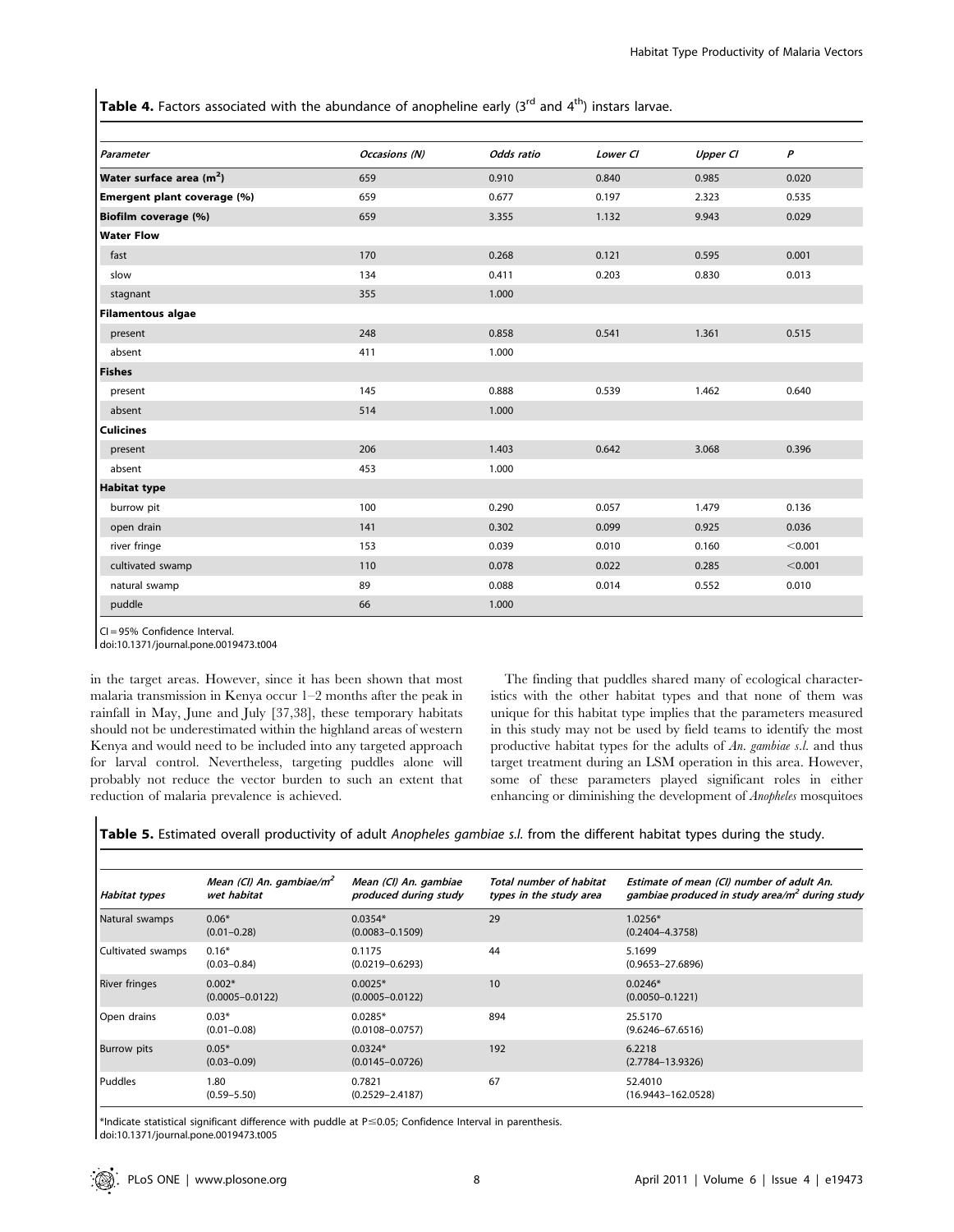**Table 4.** Factors associated with the abundance of anopheline early (3rd and 4th) instars larvae.

| Parameter | Occasions (N) | Odds ratio | Lower CI | Upper CI | P |
|---|---|---|---|---|---|
| **Water surface area ($m^2$)** | 659 | 0.910 | 0.840 | 0.985 | 0.020 |
| **Emergent plant coverage (%)** | 659 | 0.677 | 0.197 | 2.323 | 0.535 |
| **Biofilm coverage (%)** | 659 | 3.355 | 1.132 | 9.943 | 0.029 |
| **Water Flow** | | | | | |
| fast | 170 | 0.268 | 0.121 | 0.595 | 0.001 |
| slow | 134 | 0.411 | 0.203 | 0.830 | 0.013 |
| stagnant | 355 | 1.000 | | | |
| **Filamentous algae** | | | | | |
| present | 248 | 0.858 | 0.541 | 1.361 | 0.515 |
| absent | 411 | 1.000 | | | |
| **Fishes** | | | | | |
| present | 145 | 0.888 | 0.539 | 1.462 | 0.640 |
| absent | 514 | 1.000 | | | |
| **Culicines** | | | | | |
| present | 206 | 1.403 | 0.642 | 3.068 | 0.396 |
| absent | 453 | 1.000 | | | |
| **Habitat type** | | | | | |
| burrow pit | 100 | 0.290 | 0.057 | 1.479 | 0.136 |
| open drain | 141 | 0.302 | 0.099 | 0.925 | 0.036 |
| river fringe | 153 | 0.039 | 0.010 | 0.160 | <0.001 |
| cultivated swamp | 110 | 0.078 | 0.022 | 0.285 | <0.001 |
| natural swamp | 89 | 0.088 | 0.014 | 0.552 | 0.010 |
| puddle | 66 | 1.000 | | | |

CI = 95% Confidence Interval.
doi:10.1371/journal.pone.0019473.t004

in the target areas. However, since it has been shown that most malaria transmission in Kenya occur 1–2 months after the peak in rainfall in May, June and July [37,38], these temporary habitats should not be underestimated within the highland areas of western Kenya and would need to be included into any targeted approach for larval control. Nevertheless, targeting puddles alone will probably not reduce the vector burden to such an extent that reduction of malaria prevalence is achieved.

The finding that puddles shared many of ecological characteristics with the other habitat types and that none of them was unique for this habitat type implies that the parameters measured in this study may not be used by field teams to identify the most productive habitat types for the adults of *An. gambiae s.l.* and thus target treatment during an LSM operation in this area. However, some of these parameters played significant roles in either enhancing or diminishing the development of *Anopheles* mosquitoes

**Table 5.** Estimated overall productivity of adult *Anopheles gambiae s.l.* from the different habitat types during the study.

| Habitat types | Mean (CI) An. gambiae/$m^2$ wet habitat | Mean (CI) An. gambiae produced during study | Total number of habitat types in the study area | Estimate of mean (CI) number of adult An. gambiae produced in study area/$m^2$ during study |
|---|---|---|---|---|
| Natural swamps | 0.06* (0.01–0.28) | 0.0354* (0.0083–0.1509) | 29 | 1.0256* (0.2404–4.3758) |
| Cultivated swamps | 0.16* (0.03–0.84) | 0.1175 (0.0219–0.6293) | 44 | 5.1699 (0.9653–27.6896) |
| River fringes | 0.002* (0.0005–0.0122) | 0.0025* (0.0005–0.0122) | 10 | 0.0246* (0.0050–0.1221) |
| Open drains | 0.03* (0.01–0.08) | 0.0285* (0.0108–0.0757) | 894 | 25.5170 (9.6246–67.6516) |
| Burrow pits | 0.05* (0.03–0.09) | 0.0324* (0.0145–0.0726) | 192 | 6.2218 (2.7784–13.9326) |
| Puddles | 1.80 (0.59–5.50) | 0.7821 (0.2529–2.4187) | 67 | 52.4010 (16.9443–162.0528) |

*Indicate statistical significant difference with puddle at P≤0.05; Confidence Interval in parenthesis.
doi:10.1371/journal.pone.0019473.t005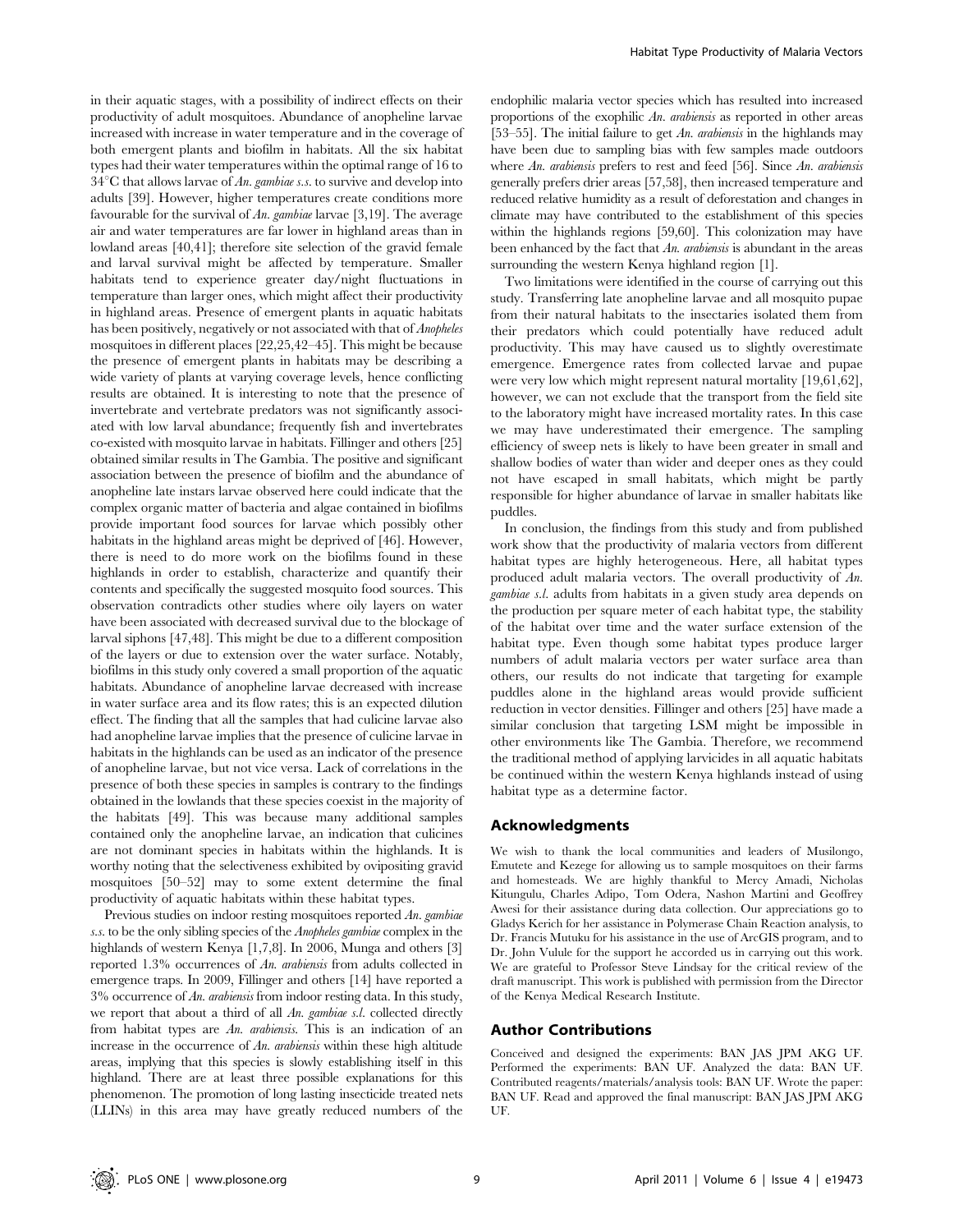in their aquatic stages, with a possibility of indirect effects on their productivity of adult mosquitoes. Abundance of anopheline larvae increased with increase in water temperature and in the coverage of both emergent plants and biofilm in habitats. All the six habitat types had their water temperatures within the optimal range of 16 to 34°C that allows larvae of *An. gambiae s.s.* to survive and develop into adults [39]. However, higher temperatures create conditions more favourable for the survival of *An. gambiae* larvae [3,19]. The average air and water temperatures are far lower in highland areas than in lowland areas [40,41]; therefore site selection of the gravid female and larval survival might be affected by temperature. Smaller habitats tend to experience greater day/night fluctuations in temperature than larger ones, which might affect their productivity in highland areas. Presence of emergent plants in aquatic habitats has been positively, negatively or not associated with that of *Anopheles* mosquitoes in different places [22,25,42–45]. This might be because the presence of emergent plants in habitats may be describing a wide variety of plants at varying coverage levels, hence conflicting results are obtained. It is interesting to note that the presence of invertebrate and vertebrate predators was not significantly associated with low larval abundance; frequently fish and invertebrates co-existed with mosquito larvae in habitats. Fillinger and others [25] obtained similar results in The Gambia. The positive and significant association between the presence of biofilm and the abundance of anopheline late instars larvae observed here could indicate that the complex organic matter of bacteria and algae contained in biofilms provide important food sources for larvae which possibly other habitats in the highland areas might be deprived of [46]. However, there is need to do more work on the biofilms found in these highlands in order to establish, characterize and quantify their contents and specifically the suggested mosquito food sources. This observation contradicts other studies where oily layers on water have been associated with decreased survival due to the blockage of larval siphons [47,48]. This might be due to a different composition of the layers or due to extension over the water surface. Notably, biofilms in this study only covered a small proportion of the aquatic habitats. Abundance of anopheline larvae decreased with increase in water surface area and its flow rates; this is an expected dilution effect. The finding that all the samples that had culicine larvae also had anopheline larvae implies that the presence of culicine larvae in habitats in the highlands can be used as an indicator of the presence of anopheline larvae, but not vice versa. Lack of correlations in the presence of both these species in samples is contrary to the findings obtained in the lowlands that these species coexist in the majority of the habitats [49]. This was because many additional samples contained only the anopheline larvae, an indication that culicines are not dominant species in habitats within the highlands. It is worthy noting that the selectiveness exhibited by ovipositing gravid mosquitoes [50–52] may to some extent determine the final productivity of aquatic habitats within these habitat types.

Previous studies on indoor resting mosquitoes reported *An. gambiae s.s.* to be the only sibling species of the *Anopheles gambiae* complex in the highlands of western Kenya [1,7,8]. In 2006, Munga and others [3] reported 1.3% occurrences of *An. arabiensis* from adults collected in emergence traps. In 2009, Fillinger and others [14] have reported a 3% occurrence of *An. arabiensis* from indoor resting data. In this study, we report that about a third of all *An. gambiae s.l.* collected directly from habitat types are *An. arabiensis*. This is an indication of an increase in the occurrence of *An. arabiensis* within these high altitude areas, implying that this species is slowly establishing itself in this highland. There are at least three possible explanations for this phenomenon. The promotion of long lasting insecticide treated nets (LLINs) in this area may have greatly reduced numbers of the endophilic malaria vector species which has resulted into increased proportions of the exophilic *An. arabiensis* as reported in other areas [53–55]. The initial failure to get *An. arabiensis* in the highlands may have been due to sampling bias with few samples made outdoors where *An. arabiensis* prefers to rest and feed [56]. Since *An. arabiensis* generally prefers drier areas [57,58], then increased temperature and reduced relative humidity as a result of deforestation and changes in climate may have contributed to the establishment of this species within the highlands regions [59,60]. This colonization may have been enhanced by the fact that *An. arabiensis* is abundant in the areas surrounding the western Kenya highland region [1].

Two limitations were identified in the course of carrying out this study. Transferring late anopheline larvae and all mosquito pupae from their natural habitats to the insectaries isolated them from their predators which could potentially have reduced adult productivity. This may have caused us to slightly overestimate emergence. Emergence rates from collected larvae and pupae were very low which might represent natural mortality [19,61,62], however, we can not exclude that the transport from the field site to the laboratory might have increased mortality rates. In this case we may have underestimated their emergence. The sampling efficiency of sweep nets is likely to have been greater in small and shallow bodies of water than wider and deeper ones as they could not have escaped in small habitats, which might be partly responsible for higher abundance of larvae in smaller habitats like puddles.

In conclusion, the findings from this study and from published work show that the productivity of malaria vectors from different habitat types are highly heterogeneous. Here, all habitat types produced adult malaria vectors. The overall productivity of *An. gambiae s.l.* adults from habitats in a given study area depends on the production per square meter of each habitat type, the stability of the habitat over time and the water surface extension of the habitat type. Even though some habitat types produce larger numbers of adult malaria vectors per water surface area than others, our results do not indicate that targeting for example puddles alone in the highland areas would provide sufficient reduction in vector densities. Fillinger and others [25] have made a similar conclusion that targeting LSM might be impossible in other environments like The Gambia. Therefore, we recommend the traditional method of applying larvicides in all aquatic habitats be continued within the western Kenya highlands instead of using habitat type as a determine factor.

## Acknowledgments

We wish to thank the local communities and leaders of Musilongo, Emutete and Kezege for allowing us to sample mosquitoes on their farms and homesteads. We are highly thankful to Mercy Amadi, Nicholas Kitungulu, Charles Adipo, Tom Odera, Nashon Martini and Geoffrey Awesi for their assistance during data collection. Our appreciations go to Gladys Kerich for her assistance in Polymerase Chain Reaction analysis, to Dr. Francis Mutuku for his assistance in the use of ArcGIS program, and to Dr. John Vulule for the support he accorded us in carrying out this work. We are grateful to Professor Steve Lindsay for the critical review of the draft manuscript. This work is published with permission from the Director of the Kenya Medical Research Institute.

## Author Contributions

Conceived and designed the experiments: BAN JAS JPM AKG UF. Performed the experiments: BAN UF. Analyzed the data: BAN UF. Contributed reagents/materials/analysis tools: BAN UF. Wrote the paper: BAN UF. Read and approved the final manuscript: BAN JAS JPM AKG UF.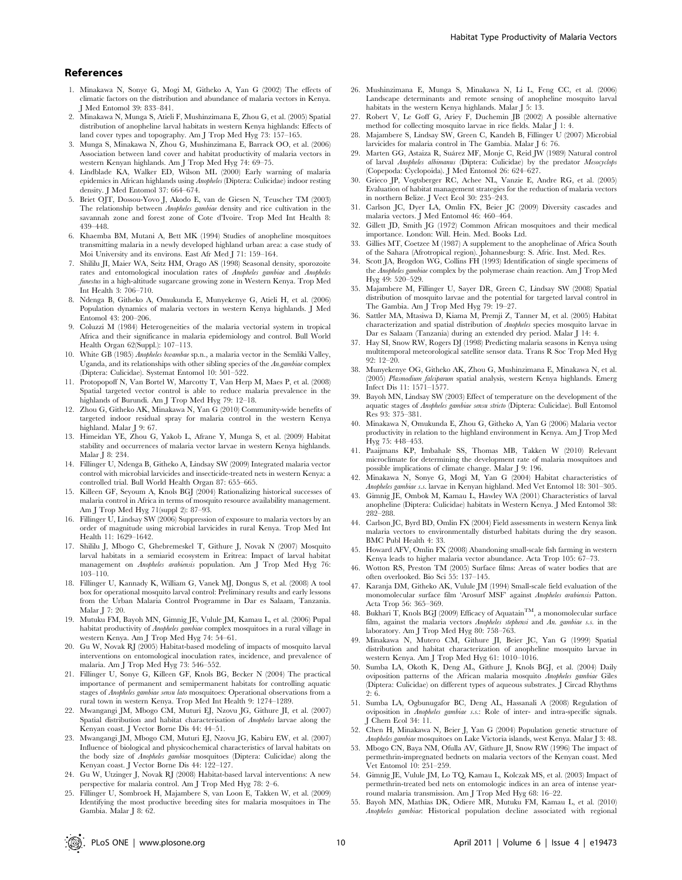## References

1. Minakawa N, Sonye G, Mogi M, Githeko A, Yan G (2002) The effects of climatic factors on the distribution and abundance of malaria vectors in Kenya. J Med Entomol 39: 833–841.
2. Minakawa N, Munga S, Atieli F, Mushinzimana E, Zhou G, et al. (2005) Spatial distribution of anopheline larval habitats in western Kenya highlands: Effects of land cover types and topography. Am J Trop Med Hyg 73: 157–165.
3. Munga S, Minakawa N, Zhou G, Mushinzimana E, Barrack OO, et al. (2006) Association between land cover and habitat productivity of malaria vectors in western Kenyan highlands. Am J Trop Med Hyg 74: 69–75.
4. Lindblade KA, Walker ED, Wilson ML (2000) Early warning of malaria epidemics in African highlands using *Anopheles* (Diptera: Culicidae) indoor resting density. J Med Entomol 37: 664–674.
5. Briet OJT, Dossou-Yovo J, Akodo E, van de Giesen N, Teuscher TM (2003) The relationship between *Anopheles gambiae* density and rice cultivation in the savannah zone and forest zone of Cote d'Ivoire. Trop Med Int Health 8: 439–448.
6. Khaemba BM, Mutani A, Bett MK (1994) Studies of anopheline mosquitoes transmitting malaria in a newly developed highland urban area: a case study of Moi University and its environs. East Afr Med J 71: 159–164.
7. Shililu JI, Maier WA, Seitz HM, Orago AS (1998) Seasonal density, sporozoite rates and entomological inoculation rates of *Anopheles gambiae* and *Anopheles funestus* in a high-altitude sugarcane growing zone in Western Kenya. Trop Med Int Health 3: 706–710.
8. Ndenga B, Githeko A, Omukunda E, Munyekenye G, Atieli H, et al. (2006) Population dynamics of malaria vectors in western Kenya highlands. J Med Entomol 43: 200–206.
9. Coluzzi M (1984) Heterogeneities of the malaria vectorial system in tropical Africa and their significance in malaria epidemiology and control. Bull World Health Organ 62(Suppl.): 107–113.
10. White GB (1985) *Anopheles bwambae* sp.n., a malaria vector in the Semliki Valley, Uganda, and its relationships with other sibling species of the *An.gambiae* complex (Diptera: Culicidae). Systemat Entomol 10: 501–522.
11. Protopopoff N, Van Bortel W, Marcotty T, Van Herp M, Maes P, et al. (2008) Spatial targeted vector control is able to reduce malaria prevalence in the highlands of Burundi. Am J Trop Med Hyg 79: 12–18.
12. Zhou G, Githeko AK, Minakawa N, Yan G (2010) Community-wide benefits of targeted indoor residual spray for malaria control in the western Kenya highland. Malar J 9: 67.
13. Himeidan YE, Zhou G, Yakob L, Afrane Y, Munga S, et al. (2009) Habitat stability and occurrences of malaria vector larvae in western Kenya highlands. Malar J 8: 234.
14. Fillinger U, Ndenga B, Githeko A, Lindsay SW (2009) Integrated malaria vector control with microbial larvicides and insecticide-treated nets in western Kenya: a controlled trial. Bull World Health Organ 87: 655–665.
15. Killeen GF, Seyoum A, Knols BGJ (2004) Rationalizing historical successes of malaria control in Africa in terms of mosquito resource availability management. Am J Trop Med Hyg 71(suppl 2): 87–93.
16. Fillinger U, Lindsay SW (2006) Suppression of exposure to malaria vectors by an order of magnitude using microbial larvicides in rural Kenya. Trop Med Int Health 11: 1629–1642.
17. Shililu J, Mbogo C, Ghebremeskel T, Githure J, Novak N (2007) Mosquito larval habitats in a semiarid ecosystem in Eritrea: Impact of larval habitat management on *Anopheles arabiensis* population. Am J Trop Med Hyg 76: 103–110.
18. Fillinger U, Kannady K, William G, Vanek MJ, Dongus S, et al. (2008) A tool box for operational mosquito larval control: Preliminary results and early lessons from the Urban Malaria Control Programme in Dar es Salaam, Tanzania. Malar J 7: 20.
19. Mutuku FM, Bayoh MN, Gimnig JE, Vulule JM, Kamau L, et al. (2006) Pupal habitat productivity of *Anopheles gambiae* complex mosquitoes in a rural village in western Kenya. Am J Trop Med Hyg 74: 54–61.
20. Gu W, Novak RJ (2005) Habitat-based modeling of impacts of mosquito larval interventions on entomological inoculation rates, incidence, and prevalence of malaria. Am J Trop Med Hyg 73: 546–552.
21. Fillinger U, Sonye G, Killeen GF, Knols BG, Becker N (2004) The practical importance of permanent and semipermanent habitats for controlling aquatic stages of *Anopheles gambiae sensu lato* mosquitoes: Operational observations from a rural town in western Kenya. Trop Med Int Health 9: 1274–1289.
22. Mwangangi JM, Mbogo CM, Muturi EJ, Nzovu JG, Githure JI, et al. (2007) Spatial distribution and habitat characterisation of *Anopheles* larvae along the Kenyan coast. J Vector Borne Dis 44: 44–51.
23. Mwangangi JM, Mbogo CM, Muturi EJ, Nzovu JG, Kabiru EW, et al. (2007) Influence of biological and physicochemical characteristics of larval habitats on the body size of *Anopheles gambiae* mosquitoes (Diptera: Culicidae) along the Kenyan coast. J Vector Borne Dis 44: 122–127.
24. Gu W, Utzinger J, Novak RJ (2008) Habitat-based larval interventions: A new perspective for malaria control. Am J Trop Med Hyg 78: 2–6.
25. Fillinger U, Sombroek H, Majambere S, van Loon E, Takken W, et al. (2009) Identifying the most productive breeding sites for malaria mosquitoes in The Gambia. Malar J 8: 62.
26. Mushinzimana E, Munga S, Minakawa N, Li L, Feng CC, et al. (2006) Landscape determinants and remote sensing of anopheline mosquito larval habitats in the western Kenya highlands. Malar J 5: 13.
27. Robert V, Le Goff G, Ariey F, Duchemin JB (2002) A possible alternative method for collecting mosquito larvae in rice fields. Malar J 1: 4.
28. Majambere S, Lindsay SW, Green C, Kandeh B, Fillinger U (2007) Microbial larvicides for malaria control in The Gambia. Malar J 6: 76.
29. Marten GG, Astaiza R, Suárez MF, Monje C, Reid JW (1989) Natural control of larval *Anopheles albimanus* (Diptera: Culicidae) by the predator *Mesocyclops* (Copepoda: Cyclopoida). J Med Entomol 26: 624–627.
30. Grieco JP, Vogtsberger RC, Achee NL, Vanzie E, Andre RG, et al. (2005) Evaluation of habitat management strategies for the reduction of malaria vectors in northern Belize. J Vect Ecol 30: 235–243.
31. Carlson JC, Dyer LA, Omlin FX, Beier JC (2009) Diversity cascades and malaria vectors. J Med Entomol 46: 460–464.
32. Gillett JD, Smith JG (1972) Common African mosquitoes and their medical importance. London: Will. Hein. Med. Books Ltd.
33. Gillies MT, Coetzee M (1987) A supplement to the anophelinae of Africa South of the Sahara (Afrotropical region). Johannesburg: S. Afric. Inst. Med. Res.
34. Scott JA, Brogdon WG, Collins FH (1993) Identification of single specimens of the *Anopheles gambiae* complex by the polymerase chain reaction. Am J Trop Med Hyg 49: 520–529.
35. Majambere M, Fillinger U, Sayer DR, Green C, Lindsay SW (2008) Spatial distribution of mosquito larvae and the potential for targeted larval control in The Gambia. Am J Trop Med Hyg 79: 19–27.
36. Sattler MA, Mtasiwa D, Kiama M, Premji Z, Tanner M, et al. (2005) Habitat characterization and spatial distribution of *Anopheles* species mosquito larvae in Dar es Salaam (Tanzania) during an extended dry period. Malar J 14: 4.
37. Hay SI, Snow RW, Rogers DJ (1998) Predicting malaria seasons in Kenya using multitemporal meteorological satellite sensor data. Trans R Soc Trop Med Hyg 92: 12–20.
38. Munyekenye OG, Githeko AK, Zhou G, Mushinzimana E, Minakawa N, et al. (2005) *Plasmodium falciparum* spatial analysis, western Kenya highlands. Emerg Infect Dis 11: 1571–1577.
39. Bayoh MN, Lindsay SW (2003) Effect of temperature on the development of the aquatic stages of *Anopheles gambiae sensu stricto* (Diptera: Culicidae). Bull Entomol Res 93: 375–381.
40. Minakawa N, Omukunda E, Zhou G, Githeko A, Yan G (2006) Malaria vector productivity in relation to the highland environment in Kenya. Am J Trop Med Hyg 75: 448–453.
41. Paaijmans KP, Imbahale SS, Thomas MB, Takken W (2010) Relevant microclimate for determining the development rate of malaria mosquitoes and possible implications of climate change. Malar J 9: 196.
42. Minakawa N, Sonye G, Mogi M, Yan G (2004) Habitat characteristics of *Anopheles gambiae s.s.* larvae in Kenyan highland. Med Vet Entomol 18: 301–305.
43. Gimnig JE, Ombok M, Kamau L, Hawley WA (2001) Characteristics of larval anopheline (Diptera: Culicidae) habitats in Western Kenya. J Med Entomol 38: 282–288.
44. Carlson JC, Byrd BD, Omlin FX (2004) Field assessments in western Kenya link malaria vectors to environmentally disturbed habitats during the dry season. BMC Publ Health 4: 33.
45. Howard AFV, Omlin FX (2008) Abandoning small-scale fish farming in western Kenya leads to higher malaria vector abundance. Acta Trop 105: 67–73.
46. Wotton RS, Preston TM (2005) Surface films: Areas of water bodies that are often overlooked. Bio Sci 55: 137–145.
47. Karanja DM, Githeko AK, Vulule JM (1994) Small-scale field evaluation of the monomolecular surface film 'Arosurf MSF' against *Anopheles arabiensis* Patton. Acta Trop 56: 365–369.
48. Bukhari T, Knols BGJ (2009) Efficacy of Aquatain™, a monomolecular surface film, against the malaria vectors *Anopheles stephensi* and *An. gambiae s.s.* in the laboratory. Am J Trop Med Hyg 80: 758–763.
49. Minakawa N, Mutero CM, Githure JI, Beier JC, Yan G (1999) Spatial distribution and habitat characterization of anopheline mosquito larvae in western Kenya. Am J Trop Med Hyg 61: 1010–1016.
50. Sumba LA, Okoth K, Deng AL, Githure J, Knols BGJ, et al. (2004) Daily oviposition patterns of the African malaria mosquito *Anopheles gambiae* Giles (Diptera: Culicidae) on different types of aqueous substrates. J Circad Rhythms 2: 6.
51. Sumba LA, Ogbunugafor BC, Deng AL, Hassanali A (2008) Regulation of oviposition in *Anopheles gambiae s.s.*: Role of inter- and intra-specific signals. J Chem Ecol 34: 11.
52. Chen H, Minakawa N, Beier J, Yan G (2004) Population genetic structure of *Anopheles gambiae* mosquitoes on Lake Victoria islands, west Kenya. Malar J 3: 48.
53. Mbogo CN, Baya NM, Ofulla AV, Githure JI, Snow RW (1996) The impact of permethrin-impregnated bednets on malaria vectors of the Kenyan coast. Med Vet Entomol 10: 251–259.
54. Gimnig JE, Vulule JM, Lo TQ, Kamau L, Kolczak MS, et al. (2003) Impact of permethrin-treated bed nets on entomologic indices in an area of intense year-round malaria transmission. Am J Trop Med Hyg 68: 16–22.
55. Bayoh MN, Mathias DK, Odiere MR, Mutuku FM, Kamau L, et al. (2010) *Anopheles gambiae*: Historical population decline associated with regional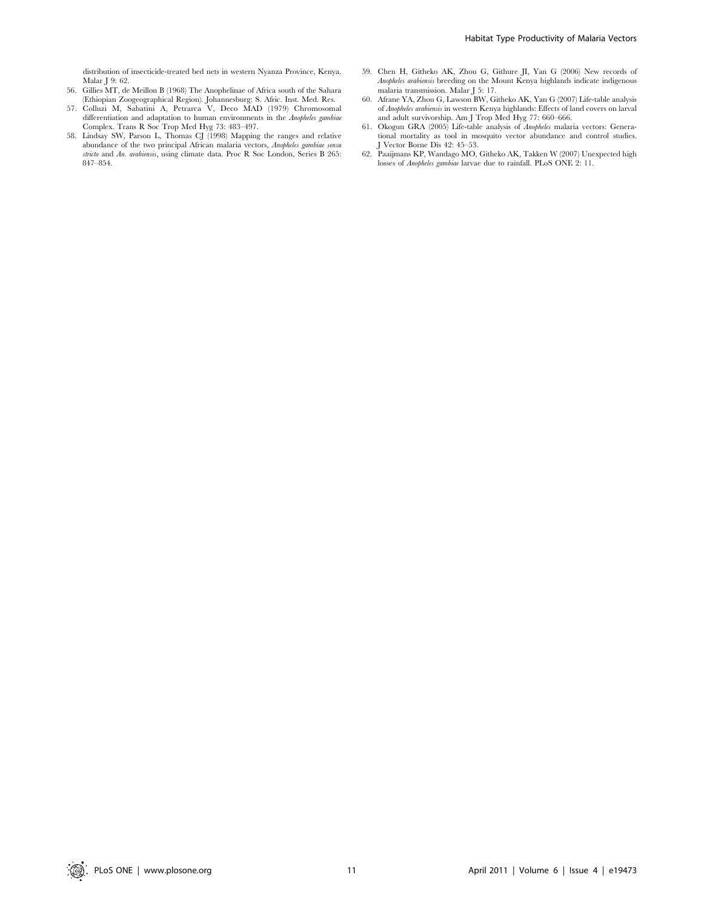distribution of insecticide-treated bed nets in western Nyanza Province, Kenya. Malar J 9: 62.

56. Gillies MT, de Meillon B (1968) The Anophelinae of Africa south of the Sahara (Ethiopian Zoogeographical Region). Johannesburg: S. Afric. Inst. Med. Res.
57. Colluzi M, Sabatini A, Petrarca V, Deco MAD (1979) Chromosomal differentiation and adaptation to human environments in the *Anopheles gambiae* Complex. Trans R Soc Trop Med Hyg 73: 483–497.
58. Lindsay SW, Parson L, Thomas CJ (1998) Mapping the ranges and relative abundance of the two principal African malaria vectors, *Anopheles gambiae sensu stricto* and *An. arabiensis*, using climate data. Proc R Soc London, Series B 265: 847–854.
59. Chen H, Githeko AK, Zhou G, Githure JI, Yan G (2006) New records of *Anopheles arabiensis* breeding on the Mount Kenya highlands indicate indigenous malaria transmission. Malar J 5: 17.
60. Afrane YA, Zhou G, Lawson BW, Githeko AK, Yan G (2007) Life-table analysis of *Anopheles arabiensis* in western Kenya highlands: Effects of land covers on larval and adult survivorship. Am J Trop Med Hyg 77: 660–666.
61. Okogun GRA (2005) Life-table analysis of *Anopheles* malaria vectors: Generational mortality as tool in mosquito vector abundance and control studies. J Vector Borne Dis 42: 45–53.
62. Paaijmans KP, Wandago MO, Githeko AK, Takken W (2007) Unexpected high losses of *Anopheles gambiae* larvae due to rainfall. PLoS ONE 2: 11.